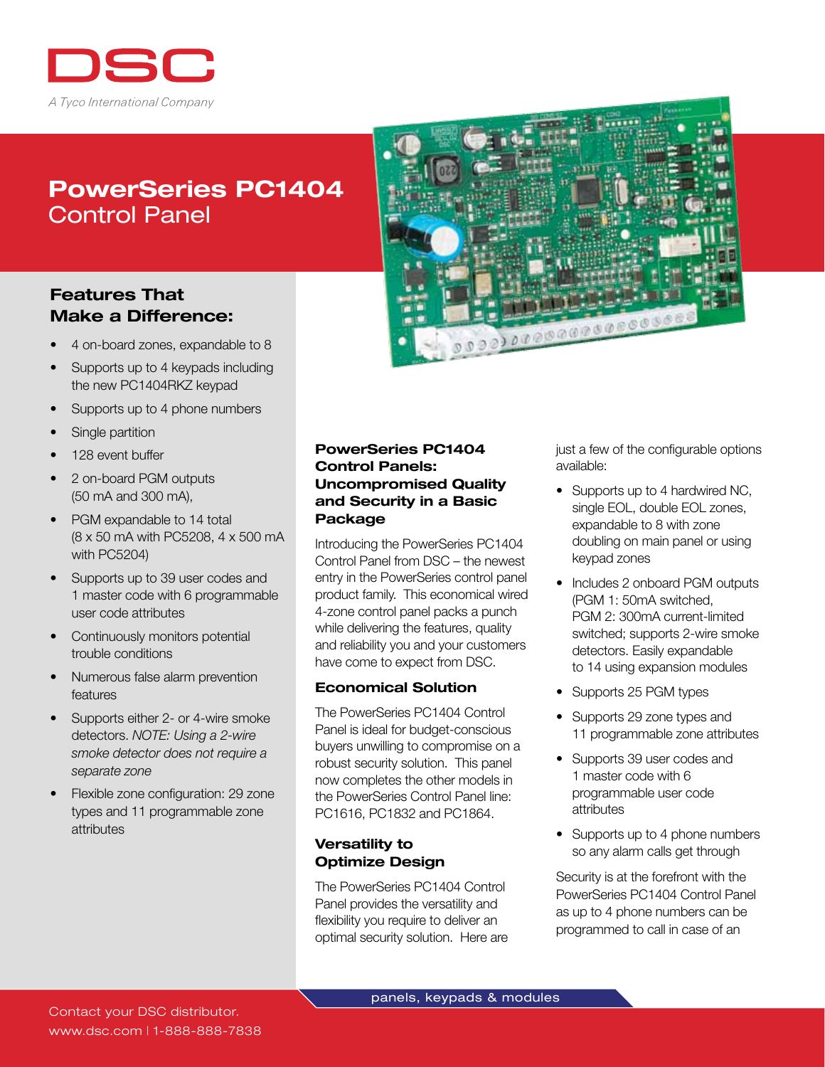DSC

*A Tyco International Company*

# PowerSeries PC1404 Control Panel

## Features That Make a Difference:

- 4 on-board zones, expandable to 8
- Supports up to 4 keypads including the new PC1404RKZ keypad
- Supports up to 4 phone numbers
- Single partition
- 128 event buffer
- 2 on-board PGM outputs (50 mA and 300 mA),
- PGM expandable to 14 total (8 x 50 mA with PC5208, 4 x 500 mA with PC5204)
- Supports up to 39 user codes and 1 master code with 6 programmable user code attributes
- Continuously monitors potential trouble conditions
- Numerous false alarm prevention features
- Supports either 2- or 4-wire smoke detectors. *NOTE: Using a 2-wire smoke detector does not require a separate zone*
- Flexible zone configuration: 29 zone types and 11 programmable zone attributes

## PowerSeries PC1404 Control Panels: Uncompromised Quality and Security in a Basic Package

Introducing the PowerSeries PC1404 Control Panel from DSC – the newest entry in the PowerSeries control panel product family. This economical wired 4-zone control panel packs a punch while delivering the features, quality and reliability you and your customers have come to expect from DSC.

### Economical Solution

The PowerSeries PC1404 Control Panel is ideal for budget-conscious buyers unwilling to compromise on a robust security solution. This panel now completes the other models in the PowerSeries Control Panel line: PC1616, PC1832 and PC1864.

### Versatility to Optimize Design

The PowerSeries PC1404 Control Panel provides the versatility and flexibility you require to deliver an optimal security solution. Here are just a few of the configurable options available:

- Supports up to 4 hardwired NC, single EOL, double EOL zones, expandable to 8 with zone doubling on main panel or using keypad zones
- Includes 2 onboard PGM outputs (PGM 1: 50mA switched, PGM 2: 300mA current-limited switched; supports 2-wire smoke detectors. Easily expandable to 14 using expansion modules
- Supports 25 PGM types
- Supports 29 zone types and 11 programmable zone attributes
- Supports 39 user codes and 1 master code with 6 programmable user code attributes
- Supports up to 4 phone numbers so any alarm calls get through

Security is at the forefront with the PowerSeries PC1404 Control Panel as up to 4 phone numbers can be programmed to call in case of an

panels, keypads & modules

Contact your DSC distributor.
www.dsc.com | 1-888-888-7838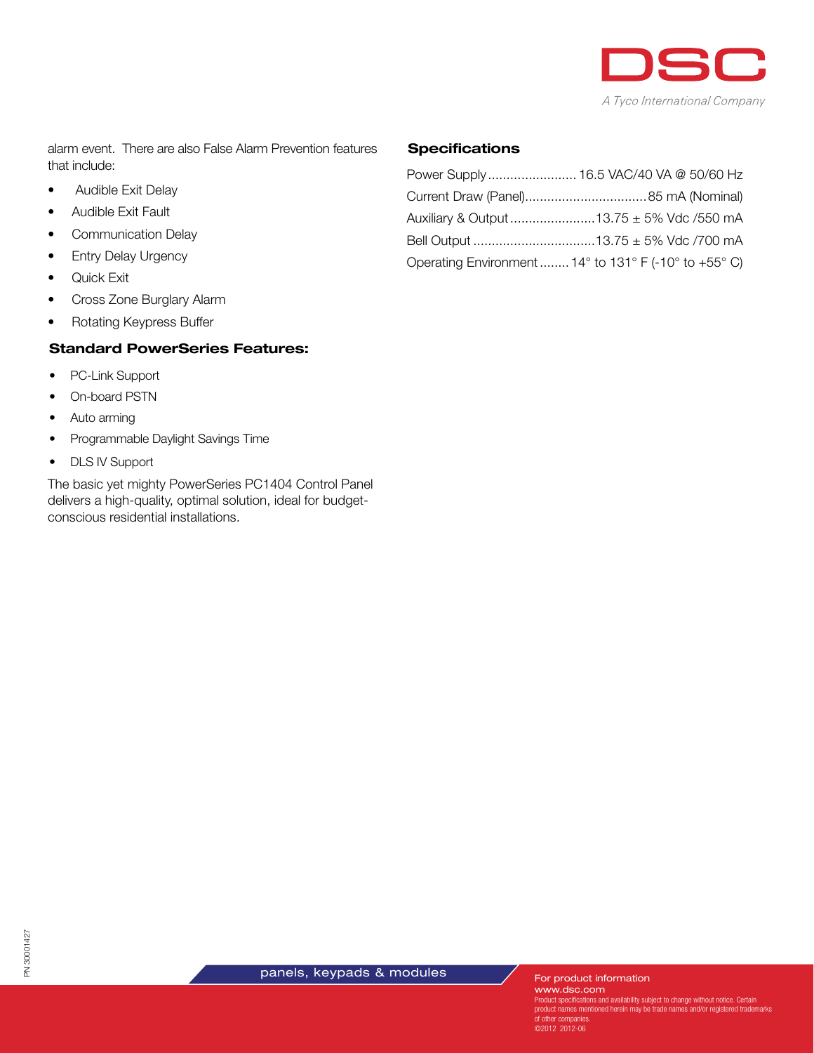alarm event. There are also False Alarm Prevention features that include:

- Audible Exit Delay
- Audible Exit Fault
- Communication Delay
- Entry Delay Urgency
- Quick Exit
- Cross Zone Burglary Alarm
- Rotating Keypress Buffer

### Standard PowerSeries Features:

- PC-Link Support
- On-board PSTN
- Auto arming
- Programmable Daylight Savings Time
- DLS IV Support

The basic yet mighty PowerSeries PC1404 Control Panel delivers a high-quality, optimal solution, ideal for budget-conscious residential installations.

### Specifications

Power Supply ........................ 16.5 VAC/40 VA @ 50/60 Hz

Current Draw (Panel)................................85 mA (Nominal)

Auxiliary & Output .......................13.75 ± 5% Vdc /550 mA

Bell Output .................................13.75 ± 5% Vdc /700 mA

Operating Environment ........ 14° to 131° F (-10° to +55° C)

panels, keypads & modules

For product information
www.dsc.com
Product specifications and availability subject to change without notice. Certain product names mentioned herein may be trade names and/or registered trademarks of other companies.
©2012 2012-06

PN 30001427